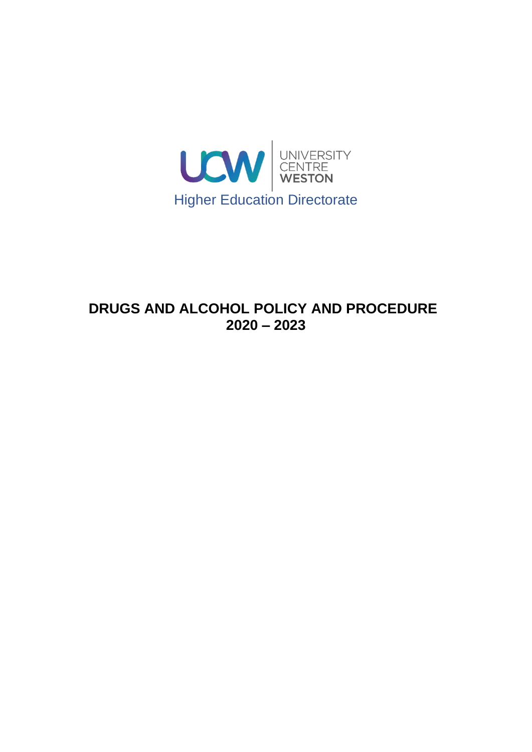UNIVERSITY CENTRE WESTON

Higher Education Directorate

# DRUGS AND ALCOHOL POLICY AND PROCEDURE 2020 – 2023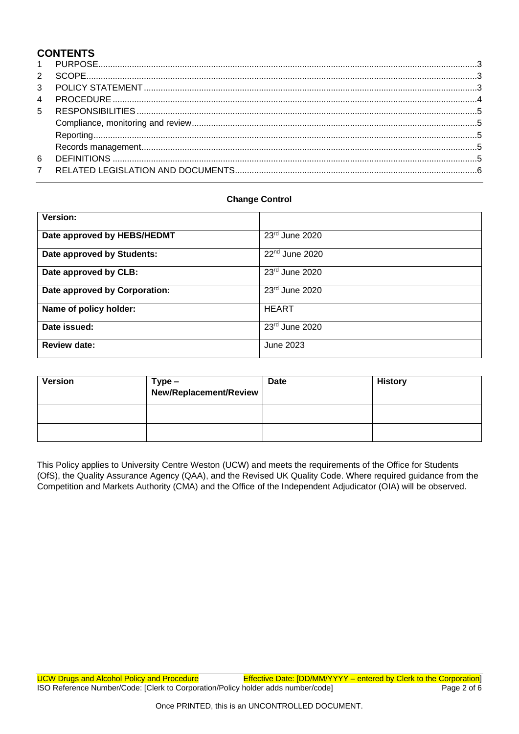## CONTENTS

1 PURPOSE....3
2 SCOPE....3
3 POLICY STATEMENT....3
4 PROCEDURE....4
5 RESPONSIBILITIES....5
Compliance, monitoring and review....5
Reporting....5
Records management....5
6 DEFINITIONS....5
7 RELATED LEGISLATION AND DOCUMENTS....6

**Change Control**

| **Version:** | |
|---|---|
| **Date approved by HEBS/HEDMT** | 23rd June 2020 |
| **Date approved by Students:** | 22nd June 2020 |
| **Date approved by CLB:** | 23rd June 2020 |
| **Date approved by Corporation:** | 23rd June 2020 |
| **Name of policy holder:** | HEART |
| **Date issued:** | 23rd June 2020 |
| **Review date:** | June 2023 |

| **Version** | **Type – New/Replacement/Review** | **Date** | **History** |
|---|---|---|---|
| | | | |
| | | | |

This Policy applies to University Centre Weston (UCW) and meets the requirements of the Office for Students (OfS), the Quality Assurance Agency (QAA), and the Revised UK Quality Code. Where required guidance from the Competition and Markets Authority (CMA) and the Office of the Independent Adjudicator (OIA) will be observed.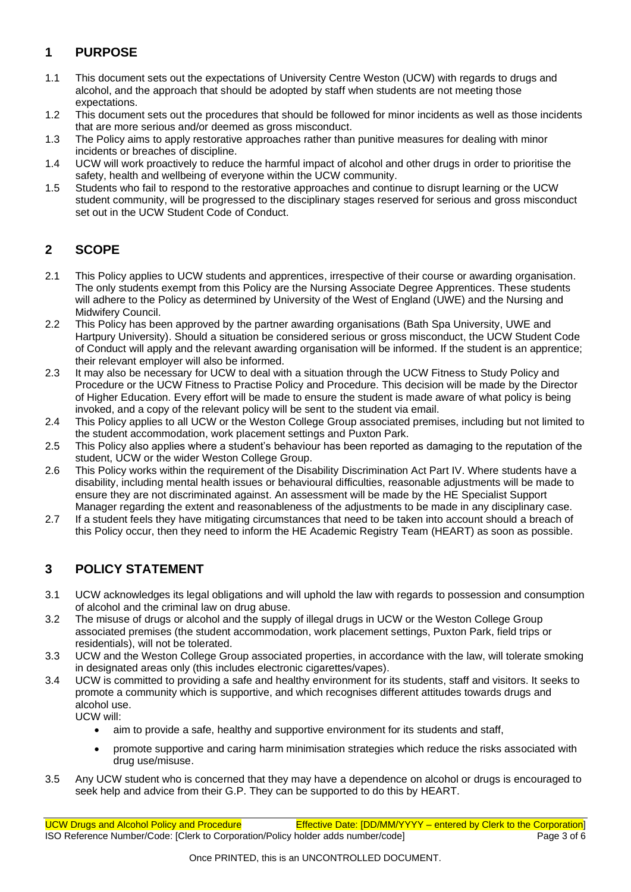## 1 PURPOSE

1.1 This document sets out the expectations of University Centre Weston (UCW) with regards to drugs and alcohol, and the approach that should be adopted by staff when students are not meeting those expectations.

1.2 This document sets out the procedures that should be followed for minor incidents as well as those incidents that are more serious and/or deemed as gross misconduct.

1.3 The Policy aims to apply restorative approaches rather than punitive measures for dealing with minor incidents or breaches of discipline.

1.4 UCW will work proactively to reduce the harmful impact of alcohol and other drugs in order to prioritise the safety, health and wellbeing of everyone within the UCW community.

1.5 Students who fail to respond to the restorative approaches and continue to disrupt learning or the UCW student community, will be progressed to the disciplinary stages reserved for serious and gross misconduct set out in the UCW Student Code of Conduct.

## 2 SCOPE

2.1 This Policy applies to UCW students and apprentices, irrespective of their course or awarding organisation. The only students exempt from this Policy are the Nursing Associate Degree Apprentices. These students will adhere to the Policy as determined by University of the West of England (UWE) and the Nursing and Midwifery Council.

2.2 This Policy has been approved by the partner awarding organisations (Bath Spa University, UWE and Hartpury University). Should a situation be considered serious or gross misconduct, the UCW Student Code of Conduct will apply and the relevant awarding organisation will be informed. If the student is an apprentice; their relevant employer will also be informed.

2.3 It may also be necessary for UCW to deal with a situation through the UCW Fitness to Study Policy and Procedure or the UCW Fitness to Practise Policy and Procedure. This decision will be made by the Director of Higher Education. Every effort will be made to ensure the student is made aware of what policy is being invoked, and a copy of the relevant policy will be sent to the student via email.

2.4 This Policy applies to all UCW or the Weston College Group associated premises, including but not limited to the student accommodation, work placement settings and Puxton Park.

2.5 This Policy also applies where a student's behaviour has been reported as damaging to the reputation of the student, UCW or the wider Weston College Group.

2.6 This Policy works within the requirement of the Disability Discrimination Act Part IV. Where students have a disability, including mental health issues or behavioural difficulties, reasonable adjustments will be made to ensure they are not discriminated against. An assessment will be made by the HE Specialist Support Manager regarding the extent and reasonableness of the adjustments to be made in any disciplinary case.

2.7 If a student feels they have mitigating circumstances that need to be taken into account should a breach of this Policy occur, then they need to inform the HE Academic Registry Team (HEART) as soon as possible.

## 3 POLICY STATEMENT

3.1 UCW acknowledges its legal obligations and will uphold the law with regards to possession and consumption of alcohol and the criminal law on drug abuse.

3.2 The misuse of drugs or alcohol and the supply of illegal drugs in UCW or the Weston College Group associated premises (the student accommodation, work placement settings, Puxton Park, field trips or residentials), will not be tolerated.

3.3 UCW and the Weston College Group associated properties, in accordance with the law, will tolerate smoking in designated areas only (this includes electronic cigarettes/vapes).

3.4 UCW is committed to providing a safe and healthy environment for its students, staff and visitors. It seeks to promote a community which is supportive, and which recognises different attitudes towards drugs and alcohol use.
UCW will:

- aim to provide a safe, healthy and supportive environment for its students and staff,
- promote supportive and caring harm minimisation strategies which reduce the risks associated with drug use/misuse.

3.5 Any UCW student who is concerned that they may have a dependence on alcohol or drugs is encouraged to seek help and advice from their G.P. They can be supported to do this by HEART.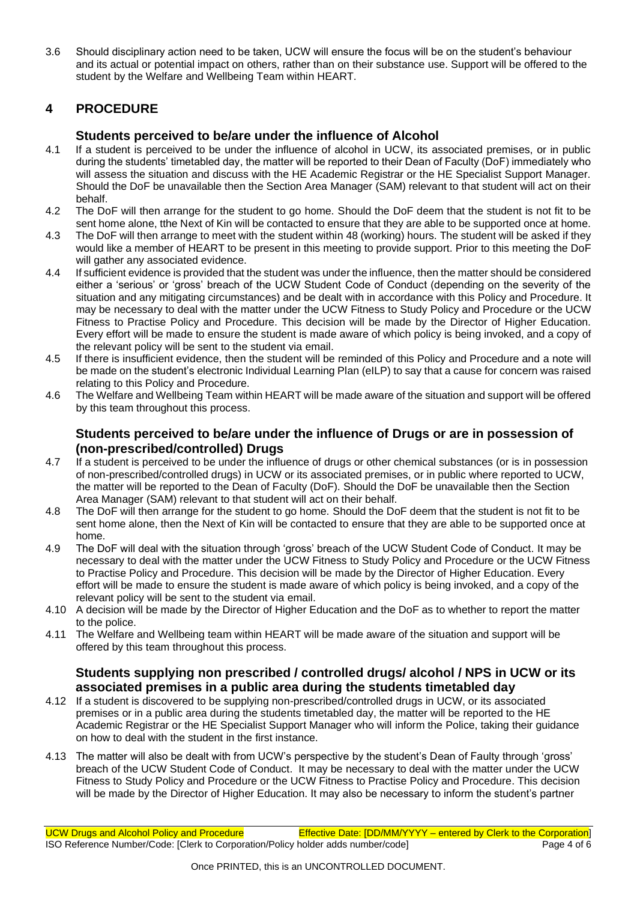3.6 Should disciplinary action need to be taken, UCW will ensure the focus will be on the student's behaviour and its actual or potential impact on others, rather than on their substance use. Support will be offered to the student by the Welfare and Wellbeing Team within HEART.

## 4 PROCEDURE

### Students perceived to be/are under the influence of Alcohol

4.1 If a student is perceived to be under the influence of alcohol in UCW, its associated premises, or in public during the students' timetabled day, the matter will be reported to their Dean of Faculty (DoF) immediately who will assess the situation and discuss with the HE Academic Registrar or the HE Specialist Support Manager. Should the DoF be unavailable then the Section Area Manager (SAM) relevant to that student will act on their behalf.

4.2 The DoF will then arrange for the student to go home. Should the DoF deem that the student is not fit to be sent home alone, tthe Next of Kin will be contacted to ensure that they are able to be supported once at home.

4.3 The DoF will then arrange to meet with the student within 48 (working) hours. The student will be asked if they would like a member of HEART to be present in this meeting to provide support. Prior to this meeting the DoF will gather any associated evidence.

4.4 If sufficient evidence is provided that the student was under the influence, then the matter should be considered either a 'serious' or 'gross' breach of the UCW Student Code of Conduct (depending on the severity of the situation and any mitigating circumstances) and be dealt with in accordance with this Policy and Procedure. It may be necessary to deal with the matter under the UCW Fitness to Study Policy and Procedure or the UCW Fitness to Practise Policy and Procedure. This decision will be made by the Director of Higher Education. Every effort will be made to ensure the student is made aware of which policy is being invoked, and a copy of the relevant policy will be sent to the student via email.

4.5 If there is insufficient evidence, then the student will be reminded of this Policy and Procedure and a note will be made on the student's electronic Individual Learning Plan (eILP) to say that a cause for concern was raised relating to this Policy and Procedure.

4.6 The Welfare and Wellbeing Team within HEART will be made aware of the situation and support will be offered by this team throughout this process.

### Students perceived to be/are under the influence of Drugs or are in possession of (non-prescribed/controlled) Drugs

4.7 If a student is perceived to be under the influence of drugs or other chemical substances (or is in possession of non-prescribed/controlled drugs) in UCW or its associated premises, or in public where reported to UCW, the matter will be reported to the Dean of Faculty (DoF). Should the DoF be unavailable then the Section Area Manager (SAM) relevant to that student will act on their behalf.

4.8 The DoF will then arrange for the student to go home. Should the DoF deem that the student is not fit to be sent home alone, then the Next of Kin will be contacted to ensure that they are able to be supported once at home.

4.9 The DoF will deal with the situation through 'gross' breach of the UCW Student Code of Conduct. It may be necessary to deal with the matter under the UCW Fitness to Study Policy and Procedure or the UCW Fitness to Practise Policy and Procedure. This decision will be made by the Director of Higher Education. Every effort will be made to ensure the student is made aware of which policy is being invoked, and a copy of the relevant policy will be sent to the student via email.

4.10 A decision will be made by the Director of Higher Education and the DoF as to whether to report the matter to the police.

4.11 The Welfare and Wellbeing team within HEART will be made aware of the situation and support will be offered by this team throughout this process.

### Students supplying non prescribed / controlled drugs/ alcohol / NPS in UCW or its associated premises in a public area during the students timetabled day

4.12 If a student is discovered to be supplying non-prescribed/controlled drugs in UCW, or its associated premises or in a public area during the students timetabled day, the matter will be reported to the HE Academic Registrar or the HE Specialist Support Manager who will inform the Police, taking their guidance on how to deal with the student in the first instance.

4.13 The matter will also be dealt with from UCW's perspective by the student's Dean of Faulty through 'gross' breach of the UCW Student Code of Conduct. It may be necessary to deal with the matter under the UCW Fitness to Study Policy and Procedure or the UCW Fitness to Practise Policy and Procedure. This decision will be made by the Director of Higher Education. It may also be necessary to inform the student's partner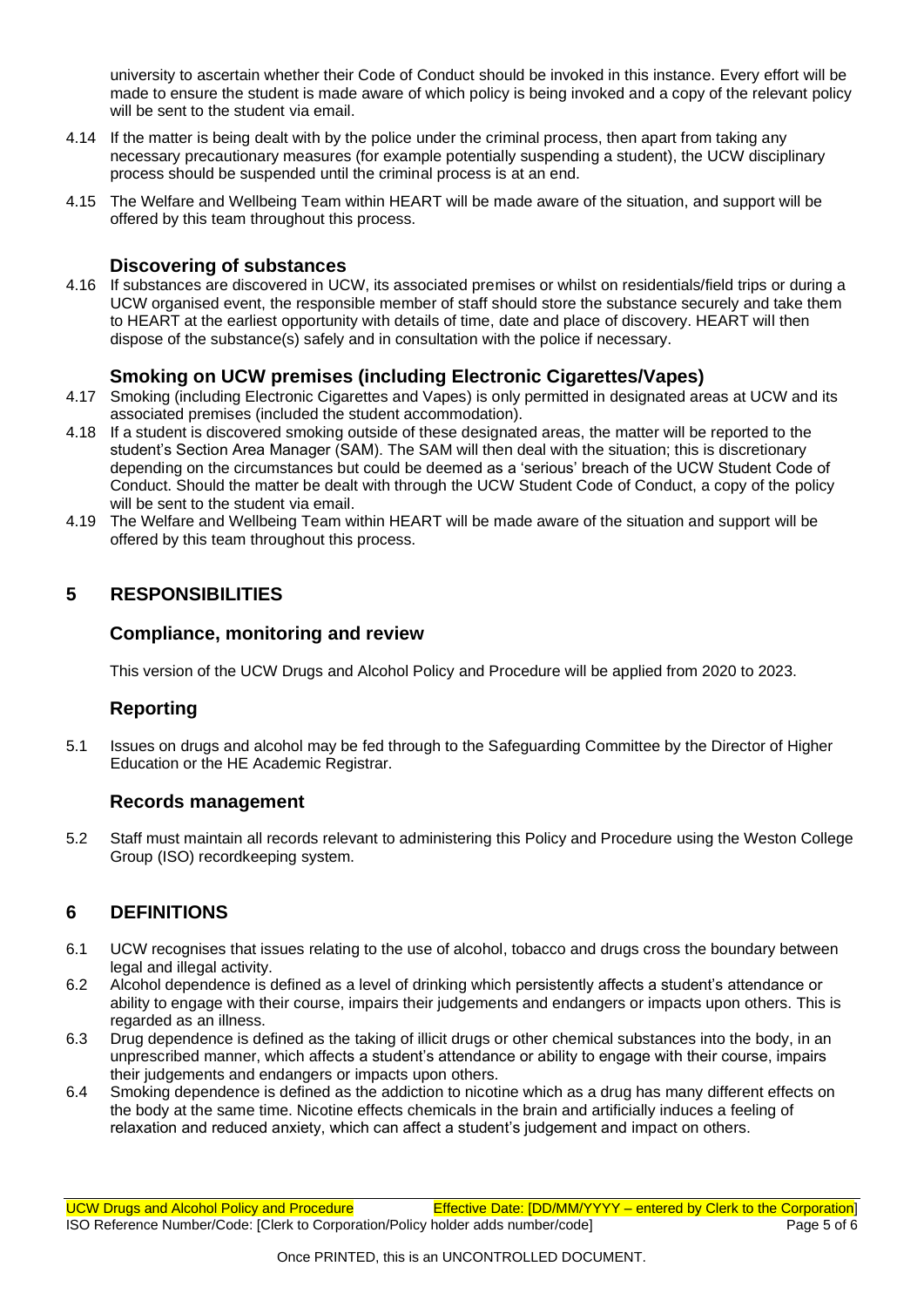university to ascertain whether their Code of Conduct should be invoked in this instance. Every effort will be made to ensure the student is made aware of which policy is being invoked and a copy of the relevant policy will be sent to the student via email.

4.14 If the matter is being dealt with by the police under the criminal process, then apart from taking any necessary precautionary measures (for example potentially suspending a student), the UCW disciplinary process should be suspended until the criminal process is at an end.

4.15 The Welfare and Wellbeing Team within HEART will be made aware of the situation, and support will be offered by this team throughout this process.

### Discovering of substances

4.16 If substances are discovered in UCW, its associated premises or whilst on residentials/field trips or during a UCW organised event, the responsible member of staff should store the substance securely and take them to HEART at the earliest opportunity with details of time, date and place of discovery. HEART will then dispose of the substance(s) safely and in consultation with the police if necessary.

### Smoking on UCW premises (including Electronic Cigarettes/Vapes)

4.17 Smoking (including Electronic Cigarettes and Vapes) is only permitted in designated areas at UCW and its associated premises (included the student accommodation).

4.18 If a student is discovered smoking outside of these designated areas, the matter will be reported to the student's Section Area Manager (SAM). The SAM will then deal with the situation; this is discretionary depending on the circumstances but could be deemed as a 'serious' breach of the UCW Student Code of Conduct. Should the matter be dealt with through the UCW Student Code of Conduct, a copy of the policy will be sent to the student via email.

4.19 The Welfare and Wellbeing Team within HEART will be made aware of the situation and support will be offered by this team throughout this process.

## 5 RESPONSIBILITIES

### Compliance, monitoring and review

This version of the UCW Drugs and Alcohol Policy and Procedure will be applied from 2020 to 2023.

### Reporting

5.1 Issues on drugs and alcohol may be fed through to the Safeguarding Committee by the Director of Higher Education or the HE Academic Registrar.

### Records management

5.2 Staff must maintain all records relevant to administering this Policy and Procedure using the Weston College Group (ISO) recordkeeping system.

## 6 DEFINITIONS

6.1 UCW recognises that issues relating to the use of alcohol, tobacco and drugs cross the boundary between legal and illegal activity.

6.2 Alcohol dependence is defined as a level of drinking which persistently affects a student's attendance or ability to engage with their course, impairs their judgements and endangers or impacts upon others. This is regarded as an illness.

6.3 Drug dependence is defined as the taking of illicit drugs or other chemical substances into the body, in an unprescribed manner, which affects a student's attendance or ability to engage with their course, impairs their judgements and endangers or impacts upon others.

6.4 Smoking dependence is defined as the addiction to nicotine which as a drug has many different effects on the body at the same time. Nicotine effects chemicals in the brain and artificially induces a feeling of relaxation and reduced anxiety, which can affect a student's judgement and impact on others.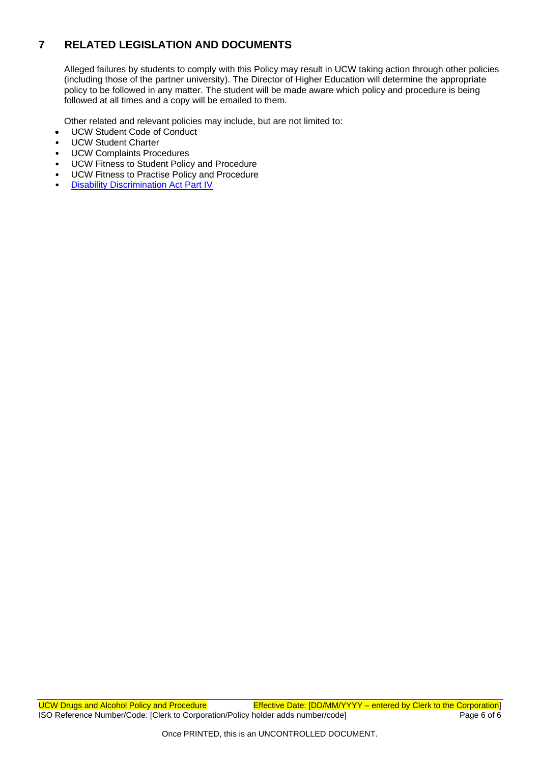## 7 RELATED LEGISLATION AND DOCUMENTS

Alleged failures by students to comply with this Policy may result in UCW taking action through other policies (including those of the partner university). The Director of Higher Education will determine the appropriate policy to be followed in any matter. The student will be made aware which policy and procedure is being followed at all times and a copy will be emailed to them.

Other related and relevant policies may include, but are not limited to:

- UCW Student Code of Conduct
- UCW Student Charter
- UCW Complaints Procedures
- UCW Fitness to Student Policy and Procedure
- UCW Fitness to Practise Policy and Procedure
- Disability Discrimination Act Part IV